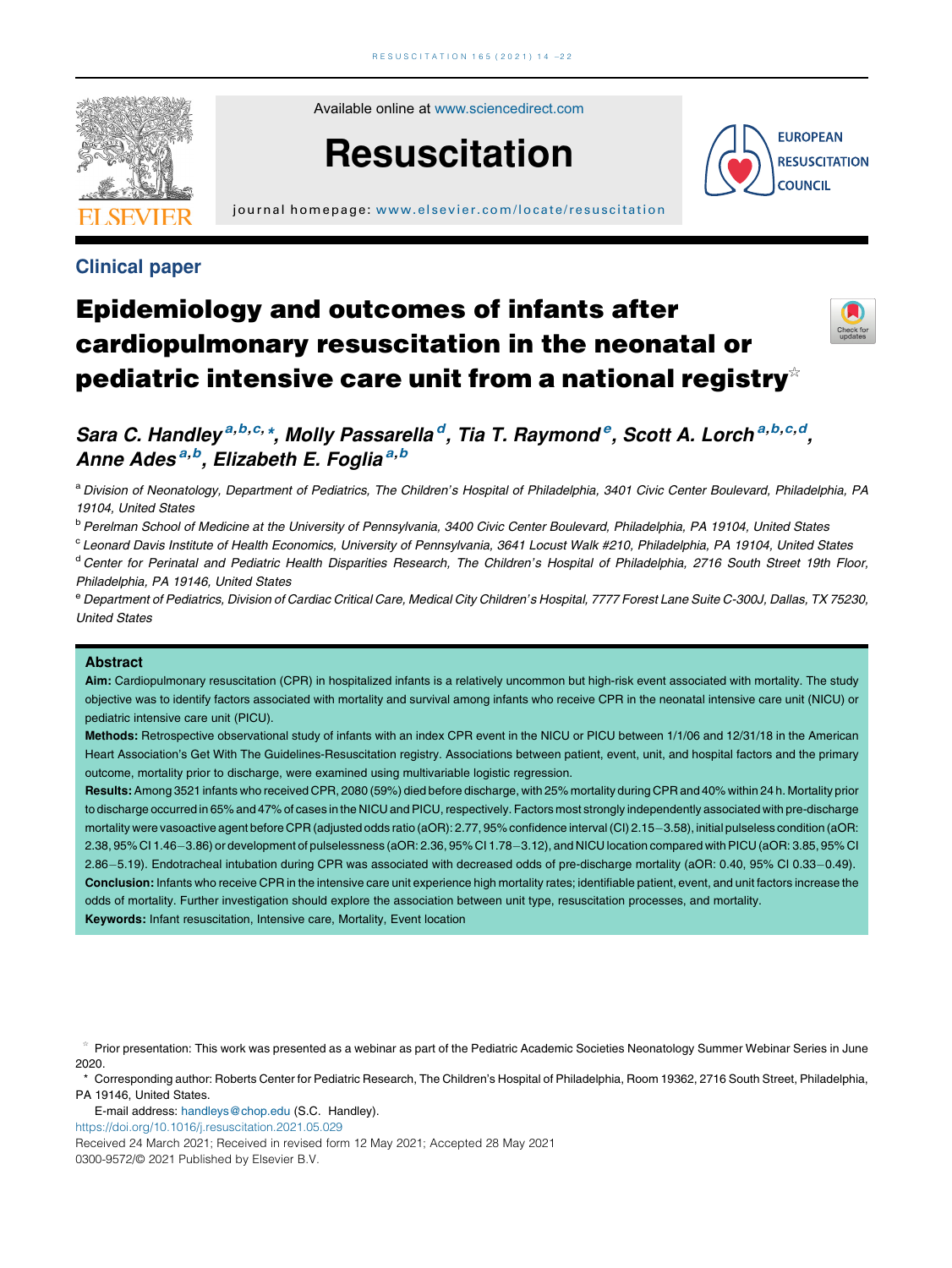Clinical paper

# Epidemiology and outcomes of infants after cardiopulmonary resuscitation in the neonatal or pediatric intensive care unit from a national registry[☆]

*Sara C. Handley*[a,b,c,*], *Molly Passarella*[d], *Tia T. Raymond*[e], *Scott A. Lorch*[a,b,c,d], *Anne Ades*[a,b], *Elizabeth E. Foglia*[a,b]

[a] Division of Neonatology, Department of Pediatrics, The Children's Hospital of Philadelphia, 3401 Civic Center Boulevard, Philadelphia, PA 19104, United States

[b] Perelman School of Medicine at the University of Pennsylvania, 3400 Civic Center Boulevard, Philadelphia, PA 19104, United States

[c] Leonard Davis Institute of Health Economics, University of Pennsylvania, 3641 Locust Walk #210, Philadelphia, PA 19104, United States

[d] Center for Perinatal and Pediatric Health Disparities Research, The Children's Hospital of Philadelphia, 2716 South Street 19th Floor, Philadelphia, PA 19146, United States

[e] Department of Pediatrics, Division of Cardiac Critical Care, Medical City Children's Hospital, 7777 Forest Lane Suite C-300J, Dallas, TX 75230, United States

## Abstract

**Aim:** Cardiopulmonary resuscitation (CPR) in hospitalized infants is a relatively uncommon but high-risk event associated with mortality. The study objective was to identify factors associated with mortality and survival among infants who receive CPR in the neonatal intensive care unit (NICU) or pediatric intensive care unit (PICU).

**Methods:** Retrospective observational study of infants with an index CPR event in the NICU or PICU between 1/1/06 and 12/31/18 in the American Heart Association's Get With The Guidelines-Resuscitation registry. Associations between patient, event, unit, and hospital factors and the primary outcome, mortality prior to discharge, were examined using multivariable logistic regression.

**Results:** Among 3521 infants who received CPR, 2080 (59%) died before discharge, with 25% mortality during CPR and 40% within 24 h. Mortality prior to discharge occurred in 65% and 47% of cases in the NICU and PICU, respectively. Factors most strongly independently associated with pre-discharge mortality were vasoactive agent before CPR (adjusted odds ratio (aOR): 2.77, 95% confidence interval (CI) 2.15–3.58), initial pulseless condition (aOR: 2.38, 95% CI 1.46–3.86) or development of pulselessness (aOR: 2.36, 95% CI 1.78–3.12), and NICU location compared with PICU (aOR: 3.85, 95% CI 2.86–5.19). Endotracheal intubation during CPR was associated with decreased odds of pre-discharge mortality (aOR: 0.40, 95% CI 0.33–0.49).

**Conclusion:** Infants who receive CPR in the intensive care unit experience high mortality rates; identifiable patient, event, and unit factors increase the odds of mortality. Further investigation should explore the association between unit type, resuscitation processes, and mortality.

**Keywords:** Infant resuscitation, Intensive care, Mortality, Event location

[☆] Prior presentation: This work was presented as a webinar as part of the Pediatric Academic Societies Neonatology Summer Webinar Series in June 2020.

[*] Corresponding author: Roberts Center for Pediatric Research, The Children's Hospital of Philadelphia, Room 19362, 2716 South Street, Philadelphia, PA 19146, United States.

E-mail address: handleys@chop.edu (S.C. Handley).

https://doi.org/10.1016/j.resuscitation.2021.05.029

Received 24 March 2021; Received in revised form 12 May 2021; Accepted 28 May 2021

0300-9572/© 2021 Published by Elsevier B.V.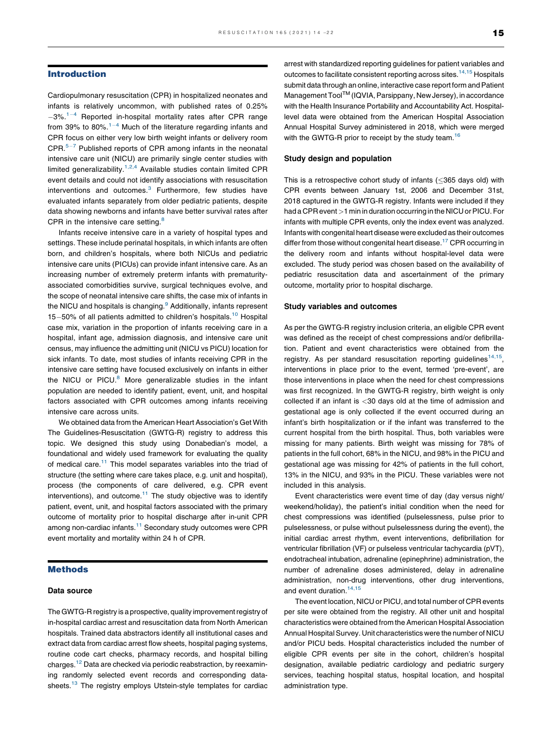## Introduction

Cardiopulmonary resuscitation (CPR) in hospitalized neonates and infants is relatively uncommon, with published rates of 0.25%–3%.[1–4] Reported in-hospital mortality rates after CPR range from 39% to 80%.[1–4] Much of the literature regarding infants and CPR focus on either very low birth weight infants or delivery room CPR.[5–7] Published reports of CPR among infants in the neonatal intensive care unit (NICU) are primarily single center studies with limited generalizability.[1,2,4] Available studies contain limited CPR event details and could not identify associations with resuscitation interventions and outcomes.[3] Furthermore, few studies have evaluated infants separately from older pediatric patients, despite data showing newborns and infants have better survival rates after CPR in the intensive care setting.[8]

Infants receive intensive care in a variety of hospital types and settings. These include perinatal hospitals, in which infants are often born, and children's hospitals, where both NICUs and pediatric intensive care units (PICUs) can provide infant intensive care. As an increasing number of extremely preterm infants with prematurity-associated comorbidities survive, surgical techniques evolve, and the scope of neonatal intensive care shifts, the case mix of infants in the NICU and hospitals is changing.[9] Additionally, infants represent 15–50% of all patients admitted to children's hospitals.[10] Hospital case mix, variation in the proportion of infants receiving care in a hospital, infant age, admission diagnosis, and intensive care unit census, may influence the admitting unit (NICU vs PICU) location for sick infants. To date, most studies of infants receiving CPR in the intensive care setting have focused exclusively on infants in either the NICU or PICU.[8] More generalizable studies in the infant population are needed to identify patient, event, unit, and hospital factors associated with CPR outcomes among infants receiving intensive care across units.

We obtained data from the American Heart Association's Get With The Guidelines-Resuscitation (GWTG-R) registry to address this topic. We designed this study using Donabedian's model, a foundational and widely used framework for evaluating the quality of medical care.[11] This model separates variables into the triad of structure (the setting where care takes place, e.g. unit and hospital), process (the components of care delivered, e.g. CPR event interventions), and outcome.[11] The study objective was to identify patient, event, unit, and hospital factors associated with the primary outcome of mortality prior to hospital discharge after in-unit CPR among non-cardiac infants.[11] Secondary study outcomes were CPR event mortality and mortality within 24 h of CPR.

## Methods

### Data source

The GWTG-R registry is a prospective, quality improvement registry of in-hospital cardiac arrest and resuscitation data from North American hospitals. Trained data abstractors identify all institutional cases and extract data from cardiac arrest flow sheets, hospital paging systems, routine code cart checks, pharmacy records, and hospital billing charges.[12] Data are checked via periodic reabstraction, by reexamining randomly selected event records and corresponding datasheets.[13] The registry employs Utstein-style templates for cardiac arrest with standardized reporting guidelines for patient variables and outcomes to facilitate consistent reporting across sites.[14,15] Hospitals submit data through an online, interactive case report form and Patient Management Tool™ (IQVIA, Parsippany, New Jersey), in accordance with the Health Insurance Portability and Accountability Act. Hospital-level data were obtained from the American Hospital Association Annual Hospital Survey administered in 2018, which were merged with the GWTG-R prior to receipt by the study team.[16]

### Study design and population

This is a retrospective cohort study of infants (≤365 days old) with CPR events between January 1st, 2006 and December 31st, 2018 captured in the GWTG-R registry. Infants were included if they had a CPR event >1 min in duration occurring in the NICU or PICU. For infants with multiple CPR events, only the index event was analyzed. Infants with congenital heart disease were excluded as their outcomes differ from those without congenital heart disease.[17] CPR occurring in the delivery room and infants without hospital-level data were excluded. The study period was chosen based on the availability of pediatric resuscitation data and ascertainment of the primary outcome, mortality prior to hospital discharge.

### Study variables and outcomes

As per the GWTG-R registry inclusion criteria, an eligible CPR event was defined as the receipt of chest compressions and/or defibrillation. Patient and event characteristics were obtained from the registry. As per standard resuscitation reporting guidelines[14,15], interventions in place prior to the event, termed 'pre-event', are those interventions in place when the need for chest compressions was first recognized. In the GWTG-R registry, birth weight is only collected if an infant is <30 days old at the time of admission and gestational age is only collected if the event occurred during an infant's birth hospitalization or if the infant was transferred to the current hospital from the birth hospital. Thus, both variables were missing for many patients. Birth weight was missing for 78% of patients in the full cohort, 68% in the NICU, and 98% in the PICU and gestational age was missing for 42% of patients in the full cohort, 13% in the NICU, and 93% in the PICU. These variables were not included in this analysis.

Event characteristics were event time of day (day versus night/weekend/holiday), the patient's initial condition when the need for chest compressions was identified (pulselessness, pulse prior to pulselessness, or pulse without pulselessness during the event), the initial cardiac arrest rhythm, event interventions, defibrillation for ventricular fibrillation (VF) or pulseless ventricular tachycardia (pVT), endotracheal intubation, adrenaline (epinephrine) administration, the number of adrenaline doses administered, delay in adrenaline administration, non-drug interventions, other drug interventions, and event duration.[14,15]

The event location, NICU or PICU, and total number of CPR events per site were obtained from the registry. All other unit and hospital characteristics were obtained from the American Hospital Association Annual Hospital Survey. Unit characteristics were the number of NICU and/or PICU beds. Hospital characteristics included the number of eligible CPR events per site in the cohort, children's hospital designation, available pediatric cardiology and pediatric surgery services, teaching hospital status, hospital location, and hospital administration type.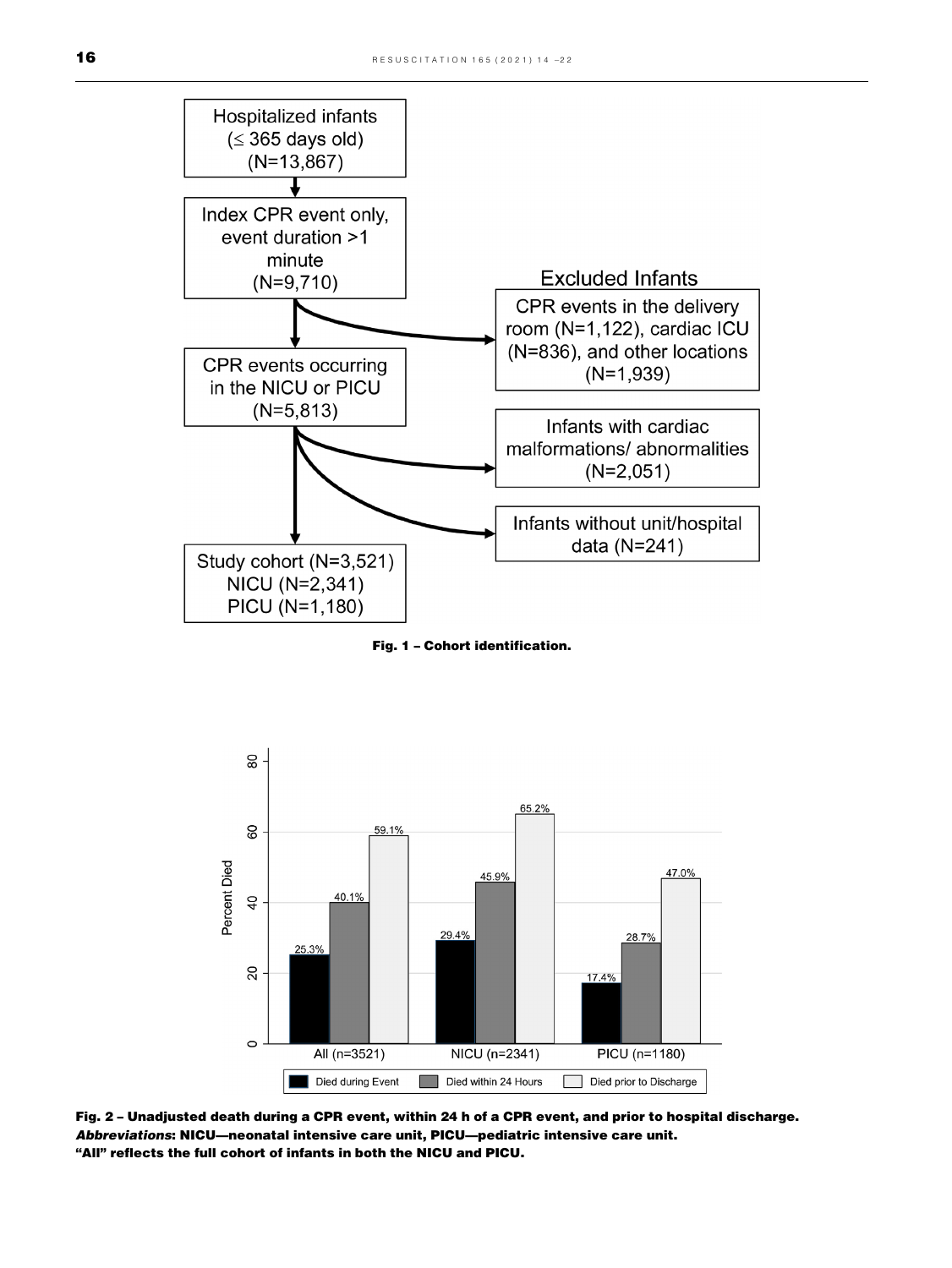Fig. 1 – Cohort identification.

Fig. 2 – Unadjusted death during a CPR event, within 24 h of a CPR event, and prior to hospital discharge.
*Abbreviations*: NICU—neonatal intensive care unit, PICU—pediatric intensive care unit.
"All" reflects the full cohort of infants in both the NICU and PICU.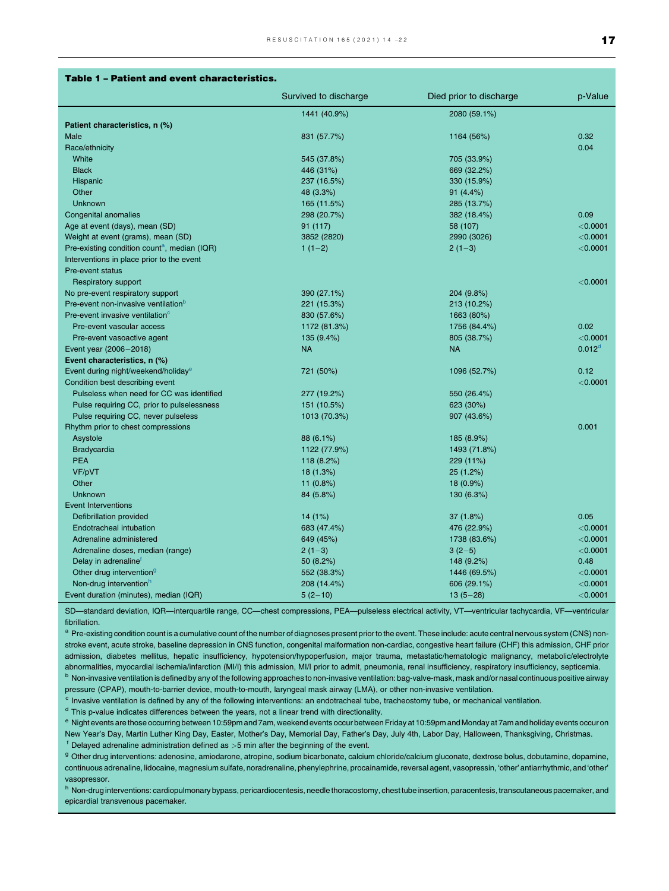**Table 1 – Patient and event characteristics.**

| | Survived to discharge | Died prior to discharge | p-Value |
|---|---|---|---|
| | 1441 (40.9%) | 2080 (59.1%) | |
| **Patient characteristics, n (%)** | | | |
| Male | 831 (57.7%) | 1164 (56%) | 0.32 |
| Race/ethnicity | | | 0.04 |
| White | 545 (37.8%) | 705 (33.9%) | |
| Black | 446 (31%) | 669 (32.2%) | |
| Hispanic | 237 (16.5%) | 330 (15.9%) | |
| Other | 48 (3.3%) | 91 (4.4%) | |
| Unknown | 165 (11.5%) | 285 (13.7%) | |
| Congenital anomalies | 298 (20.7%) | 382 (18.4%) | 0.09 |
| Age at event (days), mean (SD) | 91 (117) | 58 (107) | <0.0001 |
| Weight at event (grams), mean (SD) | 3852 (2820) | 2990 (3026) | <0.0001 |
| Pre-existing condition count[a], median (IQR) | 1 (1−2) | 2 (1−3) | <0.0001 |
| Interventions in place prior to the event | | | |
| Pre-event status | | | |
| Respiratory support | | | <0.0001 |
| No pre-event respiratory support | 390 (27.1%) | 204 (9.8%) | |
| Pre-event non-invasive ventilation[b] | 221 (15.3%) | 213 (10.2%) | |
| Pre-event invasive ventilation[c] | 830 (57.6%) | 1663 (80%) | |
| Pre-event vascular access | 1172 (81.3%) | 1756 (84.4%) | 0.02 |
| Pre-event vasoactive agent | 135 (9.4%) | 805 (38.7%) | <0.0001 |
| Event year (2006−2018) | NA | NA | 0.012[d] |
| **Event characteristics, n (%)** | | | |
| Event during night/weekend/holiday[e] | 721 (50%) | 1096 (52.7%) | 0.12 |
| Condition best describing event | | | <0.0001 |
| Pulseless when need for CC was identified | 277 (19.2%) | 550 (26.4%) | |
| Pulse requiring CC, prior to pulselessness | 151 (10.5%) | 623 (30%) | |
| Pulse requiring CC, never pulseless | 1013 (70.3%) | 907 (43.6%) | |
| Rhythm prior to chest compressions | | | 0.001 |
| Asystole | 88 (6.1%) | 185 (8.9%) | |
| Bradycardia | 1122 (77.9%) | 1493 (71.8%) | |
| PEA | 118 (8.2%) | 229 (11%) | |
| VF/pVT | 18 (1.3%) | 25 (1.2%) | |
| Other | 11 (0.8%) | 18 (0.9%) | |
| Unknown | 84 (5.8%) | 130 (6.3%) | |
| Event Interventions | | | |
| Defibrillation provided | 14 (1%) | 37 (1.8%) | 0.05 |
| Endotracheal intubation | 683 (47.4%) | 476 (22.9%) | <0.0001 |
| Adrenaline administered | 649 (45%) | 1738 (83.6%) | <0.0001 |
| Adrenaline doses, median (range) | 2 (1−3) | 3 (2−5) | <0.0001 |
| Delay in adrenaline[f] | 50 (8.2%) | 148 (9.2%) | 0.48 |
| Other drug intervention[g] | 552 (38.3%) | 1446 (69.5%) | <0.0001 |
| Non-drug intervention[h] | 208 (14.4%) | 606 (29.1%) | <0.0001 |
| Event duration (minutes), median (IQR) | 5 (2−10) | 13 (5−28) | <0.0001 |

SD—standard deviation, IQR—interquartile range, CC—chest compressions, PEA—pulseless electrical activity, VT—ventricular tachycardia, VF—ventricular fibrillation.

[a] Pre-existing condition count is a cumulative count of the number of diagnoses present prior to the event. These include: acute central nervous system (CNS) non-stroke event, acute stroke, baseline depression in CNS function, congenital malformation non-cardiac, congestive heart failure (CHF) this admission, CHF prior admission, diabetes mellitus, hepatic insufficiency, hypotension/hypoperfusion, major trauma, metastatic/hematologic malignancy, metabolic/electrolyte abnormalities, myocardial ischemia/infarction (MI/I) this admission, MI/I prior to admit, pneumonia, renal insufficiency, respiratory insufficiency, septicemia.

[b] Non-invasive ventilation is defined by any of the following approaches to non-invasive ventilation: bag-valve-mask, mask and/or nasal continuous positive airway pressure (CPAP), mouth-to-barrier device, mouth-to-mouth, laryngeal mask airway (LMA), or other non-invasive ventilation.

[c] Invasive ventilation is defined by any of the following interventions: an endotracheal tube, tracheostomy tube, or mechanical ventilation.

[d] This p-value indicates differences between the years, not a linear trend with directionality.

[e] Night events are those occurring between 10:59pm and 7am, weekend events occur between Friday at 10:59pm and Monday at 7am and holiday events occur on New Year's Day, Martin Luther King Day, Easter, Mother's Day, Memorial Day, Father's Day, July 4th, Labor Day, Halloween, Thanksgiving, Christmas.

[f] Delayed adrenaline administration defined as >5 min after the beginning of the event.

[g] Other drug interventions: adenosine, amiodarone, atropine, sodium bicarbonate, calcium chloride/calcium gluconate, dextrose bolus, dobutamine, dopamine, continuous adrenaline, lidocaine, magnesium sulfate, noradrenaline, phenylephrine, procainamide, reversal agent, vasopressin, 'other' antiarrhythmic, and 'other' vasopressor.

[h] Non-drug interventions: cardiopulmonary bypass, pericardiocentesis, needle thoracostomy, chest tube insertion, paracentesis, transcutaneous pacemaker, and epicardial transvenous pacemaker.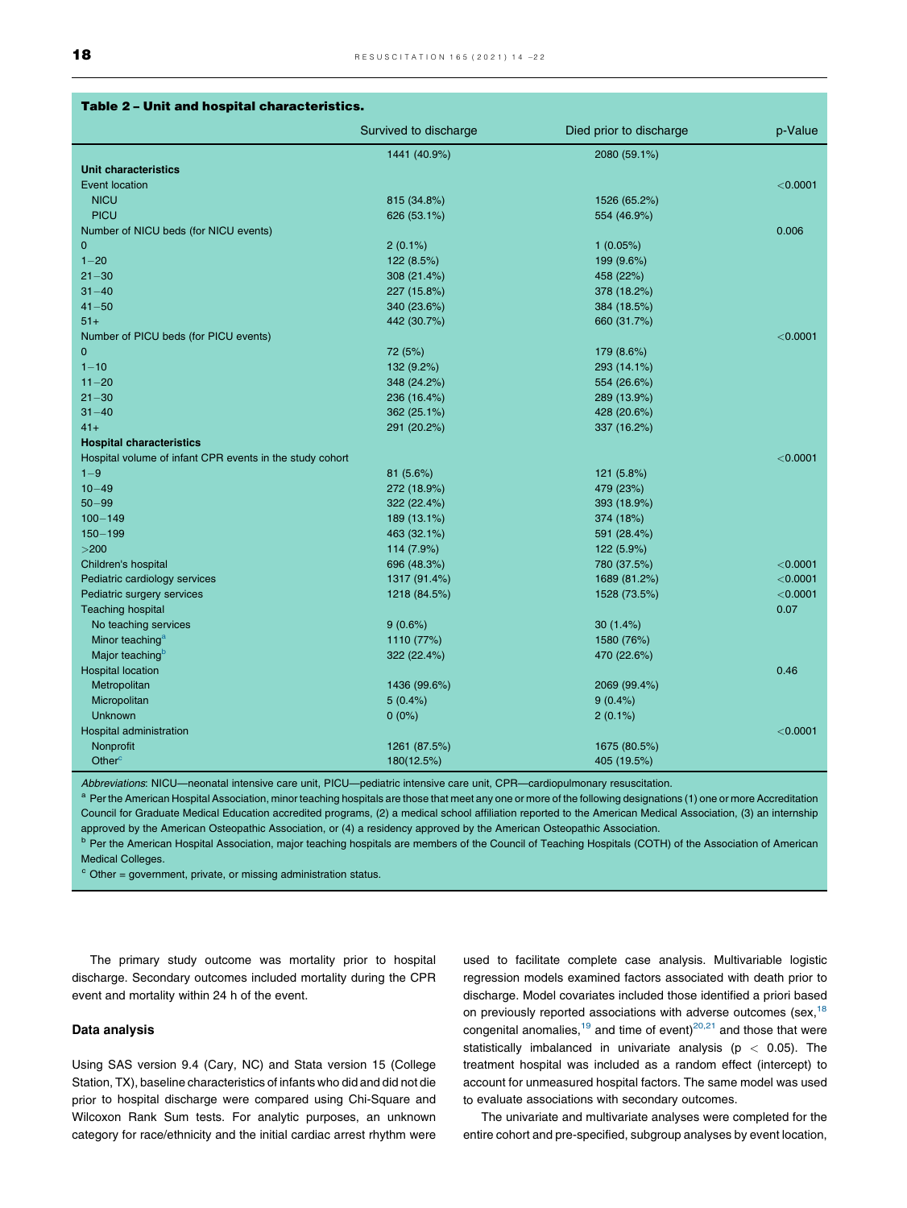**Table 2 – Unit and hospital characteristics.**

| | Survived to discharge | Died prior to discharge | p-Value |
|---|---|---|---|
| | 1441 (40.9%) | 2080 (59.1%) | |
| **Unit characteristics** | | | |
| Event location | | | <0.0001 |
| NICU | 815 (34.8%) | 1526 (65.2%) | |
| PICU | 626 (53.1%) | 554 (46.9%) | |
| Number of NICU beds (for NICU events) | | | 0.006 |
| 0 | 2 (0.1%) | 1 (0.05%) | |
| 1−20 | 122 (8.5%) | 199 (9.6%) | |
| 21−30 | 308 (21.4%) | 458 (22%) | |
| 31−40 | 227 (15.8%) | 378 (18.2%) | |
| 41−50 | 340 (23.6%) | 384 (18.5%) | |
| 51+ | 442 (30.7%) | 660 (31.7%) | |
| Number of PICU beds (for PICU events) | | | <0.0001 |
| 0 | 72 (5%) | 179 (8.6%) | |
| 1−10 | 132 (9.2%) | 293 (14.1%) | |
| 11−20 | 348 (24.2%) | 554 (26.6%) | |
| 21−30 | 236 (16.4%) | 289 (13.9%) | |
| 31−40 | 362 (25.1%) | 428 (20.6%) | |
| 41+ | 291 (20.2%) | 337 (16.2%) | |
| **Hospital characteristics** | | | |
| Hospital volume of infant CPR events in the study cohort | | | <0.0001 |
| 1−9 | 81 (5.6%) | 121 (5.8%) | |
| 10−49 | 272 (18.9%) | 479 (23%) | |
| 50−99 | 322 (22.4%) | 393 (18.9%) | |
| 100−149 | 189 (13.1%) | 374 (18%) | |
| 150−199 | 463 (32.1%) | 591 (28.4%) | |
| >200 | 114 (7.9%) | 122 (5.9%) | |
| Children's hospital | 696 (48.3%) | 780 (37.5%) | <0.0001 |
| Pediatric cardiology services | 1317 (91.4%) | 1689 (81.2%) | <0.0001 |
| Pediatric surgery services | 1218 (84.5%) | 1528 (73.5%) | <0.0001 |
| Teaching hospital | | | 0.07 |
| No teaching services | 9 (0.6%) | 30 (1.4%) | |
| Minor teaching[a] | 1110 (77%) | 1580 (76%) | |
| Major teaching[b] | 322 (22.4%) | 470 (22.6%) | |
| Hospital location | | | 0.46 |
| Metropolitan | 1436 (99.6%) | 2069 (99.4%) | |
| Micropolitan | 5 (0.4%) | 9 (0.4%) | |
| Unknown | 0 (0%) | 2 (0.1%) | |
| Hospital administration | | | <0.0001 |
| Nonprofit | 1261 (87.5%) | 1675 (80.5%) | |
| Other[c] | 180(12.5%) | 405 (19.5%) | |

*Abbreviations*: NICU—neonatal intensive care unit, PICU—pediatric intensive care unit, CPR—cardiopulmonary resuscitation.

[a] Per the American Hospital Association, minor teaching hospitals are those that meet any one or more of the following designations (1) one or more Accreditation Council for Graduate Medical Education accredited programs, (2) a medical school affiliation reported to the American Medical Association, (3) an internship approved by the American Osteopathic Association, or (4) a residency approved by the American Osteopathic Association.

[b] Per the American Hospital Association, major teaching hospitals are members of the Council of Teaching Hospitals (COTH) of the Association of American Medical Colleges.

[c] Other = government, private, or missing administration status.

The primary study outcome was mortality prior to hospital discharge. Secondary outcomes included mortality during the CPR event and mortality within 24 h of the event.

### Data analysis

Using SAS version 9.4 (Cary, NC) and Stata version 15 (College Station, TX), baseline characteristics of infants who did and did not die prior to hospital discharge were compared using Chi-Square and Wilcoxon Rank Sum tests. For analytic purposes, an unknown category for race/ethnicity and the initial cardiac arrest rhythm were used to facilitate complete case analysis. Multivariable logistic regression models examined factors associated with death prior to discharge. Model covariates included those identified a priori based on previously reported associations with adverse outcomes (sex,[18] congenital anomalies,[19] and time of event)[20,21] and those that were statistically imbalanced in univariate analysis ($p < 0.05$). The treatment hospital was included as a random effect (intercept) to account for unmeasured hospital factors. The same model was used to evaluate associations with secondary outcomes.

The univariate and multivariate analyses were completed for the entire cohort and pre-specified, subgroup analyses by event location,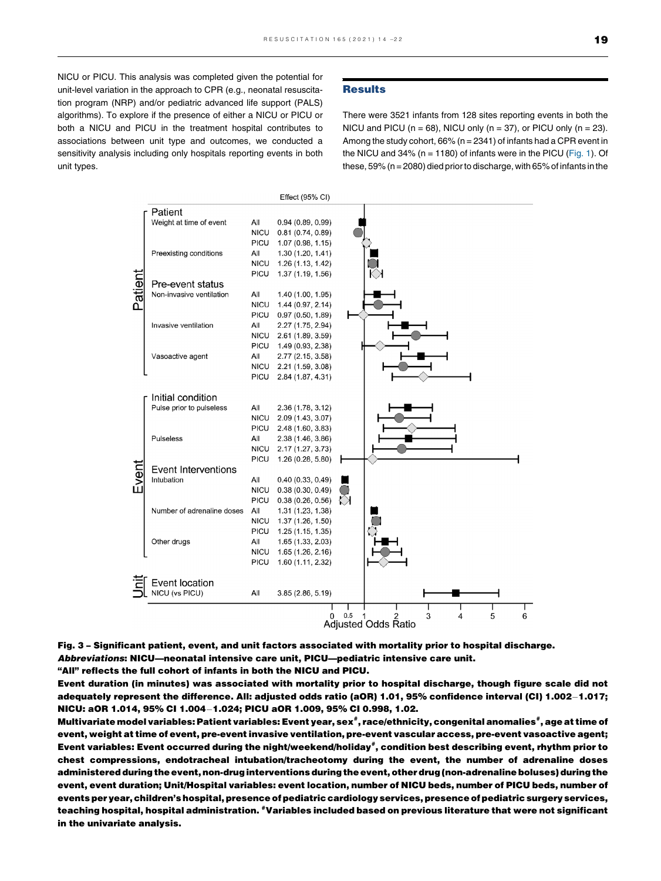NICU or PICU. This analysis was completed given the potential for unit-level variation in the approach to CPR (e.g., neonatal resuscitation program (NRP) and/or pediatric advanced life support (PALS) algorithms). To explore if the presence of either a NICU or PICU or both a NICU and PICU in the treatment hospital contributes to associations between unit type and outcomes, we conducted a sensitivity analysis including only hospitals reporting events in both unit types.

## Results

There were 3521 infants from 128 sites reporting events in both the NICU and PICU (n = 68), NICU only (n = 37), or PICU only (n = 23). Among the study cohort, 66% (n = 2341) of infants had a CPR event in the NICU and 34% (n = 1180) of infants were in the PICU (Fig. 1). Of these, 59% (n = 2080) died prior to discharge, with 65% of infants in the

| | Factor | | Effect (95% CI) |
|---|---|---|---|
| **Patient** | **Patient** | | |
| | Weight at time of event | All | 0.94 (0.89, 0.99) |
| | | NICU | 0.81 (0.74, 0.89) |
| | | PICU | 1.07 (0.98, 1.15) |
| | Preexisting conditions | All | 1.30 (1.20, 1.41) |
| | | NICU | 1.26 (1.13, 1.42) |
| | | PICU | 1.37 (1.19, 1.56) |
| | **Pre-event status** | | |
| | Non-invasive ventilation | All | 1.40 (1.00, 1.95) |
| | | NICU | 1.44 (0.97, 2.14) |
| | | PICU | 0.97 (0.50, 1.89) |
| | Invasive ventilation | All | 2.27 (1.75, 2.94) |
| | | NICU | 2.61 (1.89, 3.59) |
| | | PICU | 1.49 (0.93, 2.38) |
| | Vasoactive agent | All | 2.77 (2.15, 3.58) |
| | | NICU | 2.21 (1.59, 3.08) |
| | | PICU | 2.84 (1.87, 4.31) |
| **Event** | **Initial condition** | | |
| | Pulse prior to pulseless | All | 2.36 (1.78, 3.12) |
| | | NICU | 2.09 (1.43, 3.07) |
| | | PICU | 2.48 (1.60, 3.83) |
| | Pulseless | All | 2.38 (1.46, 3.86) |
| | | NICU | 2.17 (1.27, 3.73) |
| | | PICU | 1.26 (0.28, 5.80) |
| | **Event Interventions** | | |
| | Intubation | All | 0.40 (0.33, 0.49) |
| | | NICU | 0.38 (0.30, 0.49) |
| | | PICU | 0.38 (0.26, 0.56) |
| | Number of adrenaline doses | All | 1.31 (1.23, 1.38) |
| | | NICU | 1.37 (1.26, 1.50) |
| | | PICU | 1.25 (1.15, 1.35) |
| | Other drugs | All | 1.65 (1.33, 2.03) |
| | | NICU | 1.65 (1.26, 2.16) |
| | | PICU | 1.60 (1.11, 2.32) |
| **Unit** | **Event location** | | |
| | NICU (vs PICU) | All | 3.85 (2.86, 5.19) |

**Fig. 3 – Significant patient, event, and unit factors associated with mortality prior to hospital discharge.**
***Abbreviations*: NICU—neonatal intensive care unit, PICU—pediatric intensive care unit.**
**"All" reflects the full cohort of infants in both the NICU and PICU.**
**Event duration (in minutes) was associated with mortality prior to hospital discharge, though figure scale did not adequately represent the difference. All: adjusted odds ratio (aOR) 1.01, 95% confidence interval (CI) 1.002–1.017; NICU: aOR 1.014, 95% CI 1.004–1.024; PICU aOR 1.009, 95% CI 0.998, 1.02.**
**Multivariate model variables: Patient variables: Event year, sex#, race/ethnicity, congenital anomalies#, age at time of event, weight at time of event, pre-event invasive ventilation, pre-event vascular access, pre-event vasoactive agent; Event variables: Event occurred during the night/weekend/holiday#, condition best describing event, rhythm prior to chest compressions, endotracheal intubation/tracheotomy during the event, the number of adrenaline doses administered during the event, non-drug interventions during the event, other drug (non-adrenaline boluses) during the event, event duration; Unit/Hospital variables: event location, number of NICU beds, number of PICU beds, number of events per year, children's hospital, presence of pediatric cardiology services, presence of pediatric surgery services, teaching hospital, hospital administration. #Variables included based on previous literature that were not significant in the univariate analysis.**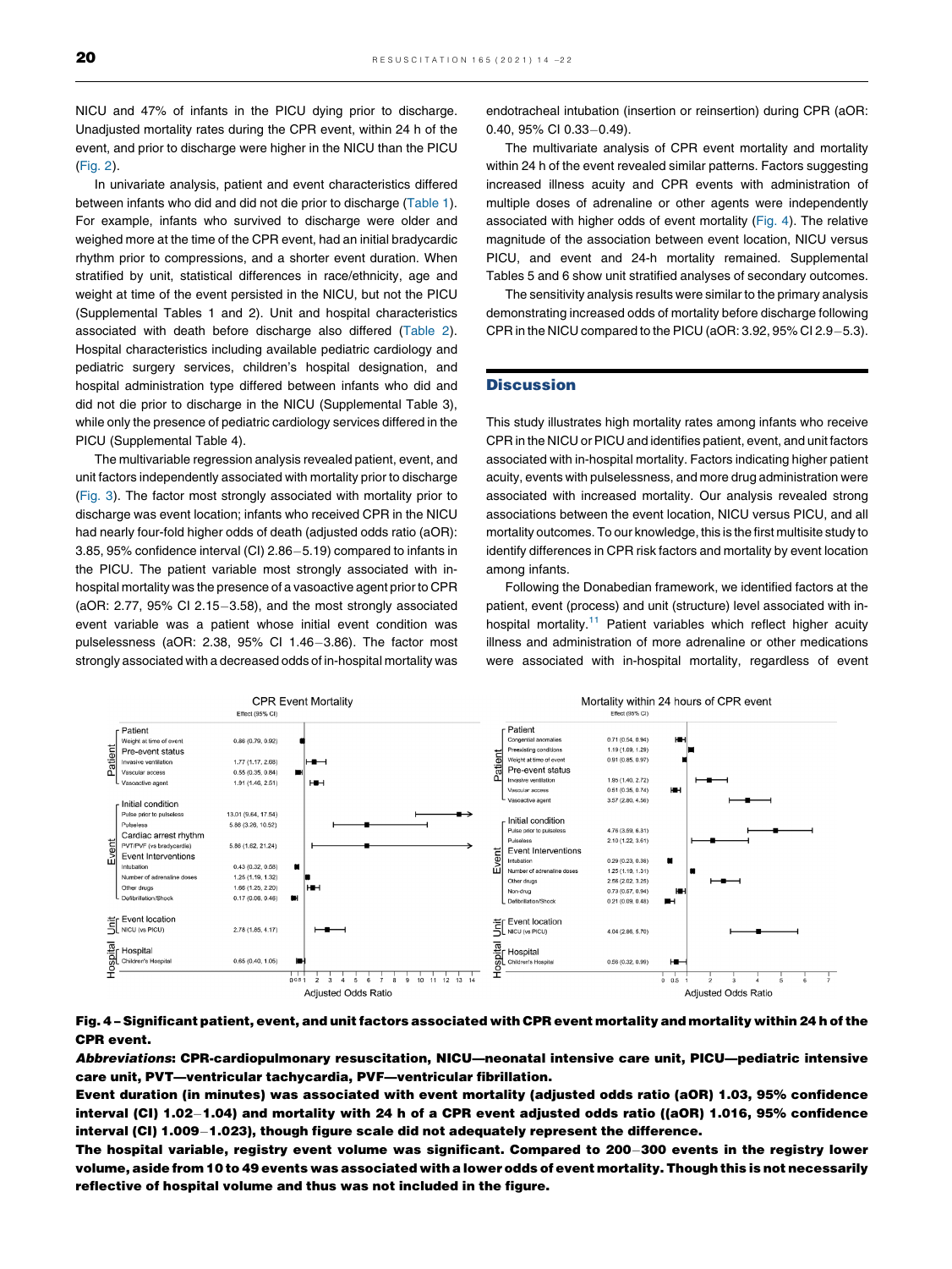NICU and 47% of infants in the PICU dying prior to discharge. Unadjusted mortality rates during the CPR event, within 24 h of the event, and prior to discharge were higher in the NICU than the PICU (Fig. 2).

In univariate analysis, patient and event characteristics differed between infants who did and did not die prior to discharge (Table 1). For example, infants who survived to discharge were older and weighed more at the time of the CPR event, had an initial bradycardic rhythm prior to compressions, and a shorter event duration. When stratified by unit, statistical differences in race/ethnicity, age and weight at time of the event persisted in the NICU, but not the PICU (Supplemental Tables 1 and 2). Unit and hospital characteristics associated with death before discharge also differed (Table 2). Hospital characteristics including available pediatric cardiology and pediatric surgery services, children's hospital designation, and hospital administration type differed between infants who did and did not die prior to discharge in the NICU (Supplemental Table 3), while only the presence of pediatric cardiology services differed in the PICU (Supplemental Table 4).

The multivariable regression analysis revealed patient, event, and unit factors independently associated with mortality prior to discharge (Fig. 3). The factor most strongly associated with mortality prior to discharge was event location; infants who received CPR in the NICU had nearly four-fold higher odds of death (adjusted odds ratio (aOR): 3.85, 95% confidence interval (CI) 2.86–5.19) compared to infants in the PICU. The patient variable most strongly associated with in-hospital mortality was the presence of a vasoactive agent prior to CPR (aOR: 2.77, 95% CI 2.15–3.58), and the most strongly associated event variable was a patient whose initial event condition was pulselessness (aOR: 2.38, 95% CI 1.46–3.86). The factor most strongly associated with a decreased odds of in-hospital mortality was endotracheal intubation (insertion or reinsertion) during CPR (aOR: 0.40, 95% CI 0.33–0.49).

The multivariate analysis of CPR event mortality and mortality within 24 h of the event revealed similar patterns. Factors suggesting increased illness acuity and CPR events with administration of multiple doses of adrenaline or other agents were independently associated with higher odds of event mortality (Fig. 4). The relative magnitude of the association between event location, NICU versus PICU, and event and 24-h mortality remained. Supplemental Tables 5 and 6 show unit stratified analyses of secondary outcomes.

The sensitivity analysis results were similar to the primary analysis demonstrating increased odds of mortality before discharge following CPR in the NICU compared to the PICU (aOR: 3.92, 95% CI 2.9–5.3).

## Discussion

This study illustrates high mortality rates among infants who receive CPR in the NICU or PICU and identifies patient, event, and unit factors associated with in-hospital mortality. Factors indicating higher patient acuity, events with pulselessness, and more drug administration were associated with increased mortality. Our analysis revealed strong associations between the event location, NICU versus PICU, and all mortality outcomes. To our knowledge, this is the first multisite study to identify differences in CPR risk factors and mortality by event location among infants.

Following the Donabedian framework, we identified factors at the patient, event (process) and unit (structure) level associated with in-hospital mortality.[11] Patient variables which reflect higher acuity illness and administration of more adrenaline or other medications were associated with in-hospital mortality, regardless of event

**CPR Event Mortality**

| | Variable | Effect (95% CI) |
|---|---|---|
| Patient | Weight at time of event | 0.86 (0.79, 0.92) |
| | Pre-event status: Invasive ventilation | 1.77 (1.17, 2.68) |
| | Vascular access | 0.55 (0.35, 0.84) |
| | Vasoactive agent | 1.91 (1.46, 2.51) |
| Event | Initial condition: Pulse prior to pulseless | 13.01 (9.64, 17.54) |
| | Pulseless | 5.86 (3.26, 10.52) |
| | Cardiac arrest rhythm: PVT/PVF (vs bradycardia) | 5.86 (1.62, 21.24) |
| | Event Interventions: Intubation | 0.43 (0.32, 0.58) |
| | Number of adrenaline doses | 1.25 (1.19, 1.32) |
| | Other drugs | 1.66 (1.25, 2.20) |
| | Defibrillation/Shock | 0.17 (0.06, 0.46) |
| Unit | Event location: NICU (vs PICU) | 2.78 (1.85, 4.17) |
| Hospital | Children's Hospital | 0.65 (0.40, 1.05) |

**Mortality within 24 hours of CPR event**

| | Variable | Effect (95% CI) |
|---|---|---|
| Patient | Congenital anomalies | 0.71 (0.54, 0.94) |
| | Preexisting conditions | 1.19 (1.09, 1.29) |
| | Weight at time of event | 0.91 (0.85, 0.97) |
| | Pre-event status: Invasive ventilation | 1.95 (1.40, 2.72) |
| | Vascular access | 0.51 (0.35, 0.74) |
| | Vasoactive agent | 3.57 (2.80, 4.56) |
| Event | Initial condition: Pulse prior to pulseless | 4.76 (3.59, 6.31) |
| | Pulseless | 2.10 (1.22, 3.61) |
| | Event Interventions: Intubation | 0.29 (0.23, 0.36) |
| | Number of adrenaline doses | 1.25 (1.19, 1.31) |
| | Other drugs | 2.56 (2.02, 3.25) |
| | Non-drug | 0.73 (0.57, 0.94) |
| | Defibrillation/Shock | 0.21 (0.09, 0.48) |
| Unit | Event location: NICU (vs PICU) | 4.04 (2.86, 5.70) |
| Hospital | Children's Hospital | 0.56 (0.32, 0.99) |

**Fig. 4 – Significant patient, event, and unit factors associated with CPR event mortality and mortality within 24 h of the CPR event.**

***Abbreviations*: CPR-cardiopulmonary resuscitation, NICU—neonatal intensive care unit, PICU—pediatric intensive care unit, PVT—ventricular tachycardia, PVF—ventricular fibrillation.**

**Event duration (in minutes) was associated with event mortality (adjusted odds ratio (aOR) 1.03, 95% confidence interval (CI) 1.02–1.04) and mortality with 24 h of a CPR event adjusted odds ratio ((aOR) 1.016, 95% confidence interval (CI) 1.009–1.023), though figure scale did not adequately represent the difference.**

**The hospital variable, registry event volume was significant. Compared to 200–300 events in the registry lower volume, aside from 10 to 49 events was associated with a lower odds of event mortality. Though this is not necessarily reflective of hospital volume and thus was not included in the figure.**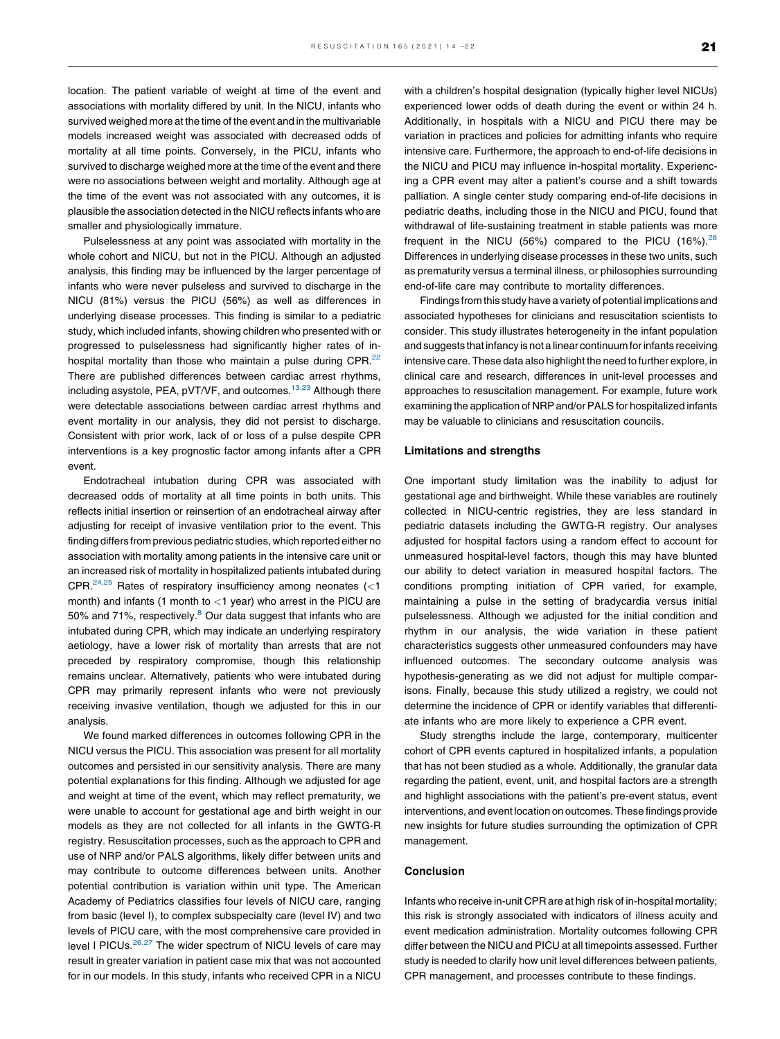location. The patient variable of weight at time of the event and associations with mortality differed by unit. In the NICU, infants who survived weighed more at the time of the event and in the multivariable models increased weight was associated with decreased odds of mortality at all time points. Conversely, in the PICU, infants who survived to discharge weighed more at the time of the event and there were no associations between weight and mortality. Although age at the time of the event was not associated with any outcomes, it is plausible the association detected in the NICU reflects infants who are smaller and physiologically immature.

Pulselessness at any point was associated with mortality in the whole cohort and NICU, but not in the PICU. Although an adjusted analysis, this finding may be influenced by the larger percentage of infants who were never pulseless and survived to discharge in the NICU (81%) versus the PICU (56%) as well as differences in underlying disease processes. This finding is similar to a pediatric study, which included infants, showing children who presented with or progressed to pulselessness had significantly higher rates of in-hospital mortality than those who maintain a pulse during CPR.[22] There are published differences between cardiac arrest rhythms, including asystole, PEA, pVT/VF, and outcomes.[13,23] Although there were detectable associations between cardiac arrest rhythms and event mortality in our analysis, they did not persist to discharge. Consistent with prior work, lack of or loss of a pulse despite CPR interventions is a key prognostic factor among infants after a CPR event.

Endotracheal intubation during CPR was associated with decreased odds of mortality at all time points in both units. This reflects initial insertion or reinsertion of an endotracheal airway after adjusting for receipt of invasive ventilation prior to the event. This finding differs from previous pediatric studies, which reported either no association with mortality among patients in the intensive care unit or an increased risk of mortality in hospitalized patients intubated during CPR.[24,25] Rates of respiratory insufficiency among neonates (<1 month) and infants (1 month to <1 year) who arrest in the PICU are 50% and 71%, respectively.[8] Our data suggest that infants who are intubated during CPR, which may indicate an underlying respiratory aetiology, have a lower risk of mortality than arrests that are not preceded by respiratory compromise, though this relationship remains unclear. Alternatively, patients who were intubated during CPR may primarily represent infants who were not previously receiving invasive ventilation, though we adjusted for this in our analysis.

We found marked differences in outcomes following CPR in the NICU versus the PICU. This association was present for all mortality outcomes and persisted in our sensitivity analysis. There are many potential explanations for this finding. Although we adjusted for age and weight at time of the event, which may reflect prematurity, we were unable to account for gestational age and birth weight in our models as they are not collected for all infants in the GWTG-R registry. Resuscitation processes, such as the approach to CPR and use of NRP and/or PALS algorithms, likely differ between units and may contribute to outcome differences between units. Another potential contribution is variation within unit type. The American Academy of Pediatrics classifies four levels of NICU care, ranging from basic (level I), to complex subspecialty care (level IV) and two levels of PICU care, with the most comprehensive care provided in level I PICUs.[26,27] The wider spectrum of NICU levels of care may result in greater variation in patient case mix that was not accounted for in our models. In this study, infants who received CPR in a NICU with a children's hospital designation (typically higher level NICUs) experienced lower odds of death during the event or within 24 h. Additionally, in hospitals with a NICU and PICU there may be variation in practices and policies for admitting infants who require intensive care. Furthermore, the approach to end-of-life decisions in the NICU and PICU may influence in-hospital mortality. Experiencing a CPR event may alter a patient's course and a shift towards palliation. A single center study comparing end-of-life decisions in pediatric deaths, including those in the NICU and PICU, found that withdrawal of life-sustaining treatment in stable patients was more frequent in the NICU (56%) compared to the PICU (16%).[28] Differences in underlying disease processes in these two units, such as prematurity versus a terminal illness, or philosophies surrounding end-of-life care may contribute to mortality differences.

Findings from this study have a variety of potential implications and associated hypotheses for clinicians and resuscitation scientists to consider. This study illustrates heterogeneity in the infant population and suggests that infancy is not a linear continuum for infants receiving intensive care. These data also highlight the need to further explore, in clinical care and research, differences in unit-level processes and approaches to resuscitation management. For example, future work examining the application of NRP and/or PALS for hospitalized infants may be valuable to clinicians and resuscitation councils.

## Limitations and strengths

One important study limitation was the inability to adjust for gestational age and birthweight. While these variables are routinely collected in NICU-centric registries, they are less standard in pediatric datasets including the GWTG-R registry. Our analyses adjusted for hospital factors using a random effect to account for unmeasured hospital-level factors, though this may have blunted our ability to detect variation in measured hospital factors. The conditions prompting initiation of CPR varied, for example, maintaining a pulse in the setting of bradycardia versus initial pulselessness. Although we adjusted for the initial condition and rhythm in our analysis, the wide variation in these patient characteristics suggests other unmeasured confounders may have influenced outcomes. The secondary outcome analysis was hypothesis-generating as we did not adjust for multiple comparisons. Finally, because this study utilized a registry, we could not determine the incidence of CPR or identify variables that differentiate infants who are more likely to experience a CPR event.

Study strengths include the large, contemporary, multicenter cohort of CPR events captured in hospitalized infants, a population that has not been studied as a whole. Additionally, the granular data regarding the patient, event, unit, and hospital factors are a strength and highlight associations with the patient's pre-event status, event interventions, and event location on outcomes. These findings provide new insights for future studies surrounding the optimization of CPR management.

## Conclusion

Infants who receive in-unit CPR are at high risk of in-hospital mortality; this risk is strongly associated with indicators of illness acuity and event medication administration. Mortality outcomes following CPR differ between the NICU and PICU at all timepoints assessed. Further study is needed to clarify how unit level differences between patients, CPR management, and processes contribute to these findings.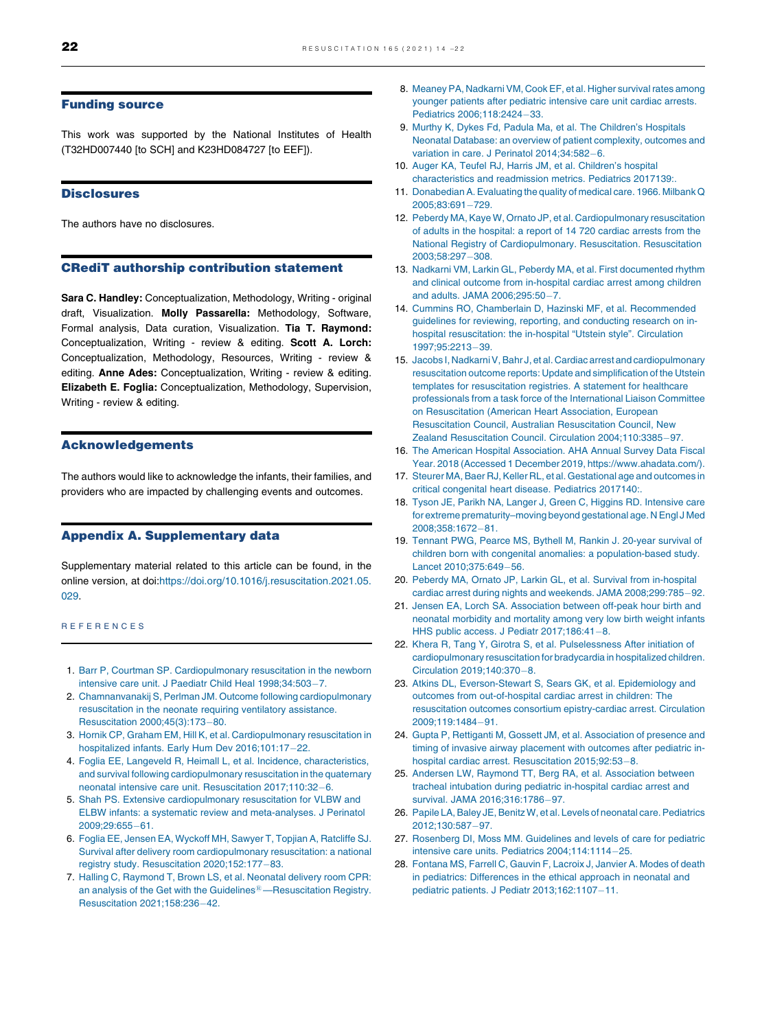## Funding source

This work was supported by the National Institutes of Health (T32HD007440 [to SCH] and K23HD084727 [to EEF]).

## Disclosures

The authors have no disclosures.

## CRediT authorship contribution statement

**Sara C. Handley:** Conceptualization, Methodology, Writing - original draft, Visualization. **Molly Passarella:** Methodology, Software, Formal analysis, Data curation, Visualization. **Tia T. Raymond:** Conceptualization, Writing - review & editing. **Scott A. Lorch:** Conceptualization, Methodology, Resources, Writing - review & editing. **Anne Ades:** Conceptualization, Writing - review & editing. **Elizabeth E. Foglia:** Conceptualization, Methodology, Supervision, Writing - review & editing.

## Acknowledgements

The authors would like to acknowledge the infants, their families, and providers who are impacted by challenging events and outcomes.

## Appendix A. Supplementary data

Supplementary material related to this article can be found, in the online version, at doi:https://doi.org/10.1016/j.resuscitation.2021.05.029.

## REFERENCES

1. Barr P, Courtman SP. Cardiopulmonary resuscitation in the newborn intensive care unit. J Paediatr Child Heal 1998;34:503–7.
2. Chamnanvanakij S, Perlman JM. Outcome following cardiopulmonary resuscitation in the neonate requiring ventilatory assistance. Resuscitation 2000;45(3):173–80.
3. Hornik CP, Graham EM, Hill K, et al. Cardiopulmonary resuscitation in hospitalized infants. Early Hum Dev 2016;101:17–22.
4. Foglia EE, Langeveld R, Heimall L, et al. Incidence, characteristics, and survival following cardiopulmonary resuscitation in the quaternary neonatal intensive care unit. Resuscitation 2017;110:32–6.
5. Shah PS. Extensive cardiopulmonary resuscitation for VLBW and ELBW infants: a systematic review and meta-analyses. J Perinatol 2009;29:655–61.
6. Foglia EE, Jensen EA, Wyckoff MH, Sawyer T, Topjian A, Ratcliffe SJ. Survival after delivery room cardiopulmonary resuscitation: a national registry study. Resuscitation 2020;152:177–83.
7. Halling C, Raymond T, Brown LS, et al. Neonatal delivery room CPR: an analysis of the Get with the Guidelines®—Resuscitation Registry. Resuscitation 2021;158:236–42.
8. Meaney PA, Nadkarni VM, Cook EF, et al. Higher survival rates among younger patients after pediatric intensive care unit cardiac arrests. Pediatrics 2006;118:2424–33.
9. Murthy K, Dykes Fd, Padula Ma, et al. The Children's Hospitals Neonatal Database: an overview of patient complexity, outcomes and variation in care. J Perinatol 2014;34:582–6.
10. Auger KA, Teufel RJ, Harris JM, et al. Children's hospital characteristics and readmission metrics. Pediatrics 2017139:.
11. Donabedian A. Evaluating the quality of medical care. 1966. Milbank Q 2005;83:691–729.
12. Peberdy MA, Kaye W, Ornato JP, et al. Cardiopulmonary resuscitation of adults in the hospital: a report of 14 720 cardiac arrests from the National Registry of Cardiopulmonary. Resuscitation. Resuscitation 2003;58:297–308.
13. Nadkarni VM, Larkin GL, Peberdy MA, et al. First documented rhythm and clinical outcome from in-hospital cardiac arrest among children and adults. JAMA 2006;295:50–7.
14. Cummins RO, Chamberlain D, Hazinski MF, et al. Recommended guidelines for reviewing, reporting, and conducting research on in-hospital resuscitation: the in-hospital "Utstein style". Circulation 1997;95:2213–39.
15. Jacobs I, Nadkarni V, Bahr J, et al. Cardiac arrest and cardiopulmonary resuscitation outcome reports: Update and simplification of the Utstein templates for resuscitation registries. A statement for healthcare professionals from a task force of the International Liaison Committee on Resuscitation (American Heart Association, European Resuscitation Council, Australian Resuscitation Council, New Zealand Resuscitation Council. Circulation 2004;110:3385–97.
16. The American Hospital Association. AHA Annual Survey Data Fiscal Year. 2018 (Accessed 1 December 2019, https://www.ahadata.com/).
17. Steurer MA, Baer RJ, Keller RL, et al. Gestational age and outcomes in critical congenital heart disease. Pediatrics 2017140:.
18. Tyson JE, Parikh NA, Langer J, Green C, Higgins RD. Intensive care for extreme prematurity–moving beyond gestational age. N Engl J Med 2008;358:1672–81.
19. Tennant PWG, Pearce MS, Bythell M, Rankin J. 20-year survival of children born with congenital anomalies: a population-based study. Lancet 2010;375:649–56.
20. Peberdy MA, Ornato JP, Larkin GL, et al. Survival from in-hospital cardiac arrest during nights and weekends. JAMA 2008;299:785–92.
21. Jensen EA, Lorch SA. Association between off-peak hour birth and neonatal morbidity and mortality among very low birth weight infants HHS public access. J Pediatr 2017;186:41–8.
22. Khera R, Tang Y, Girotra S, et al. Pulselessness After initiation of cardiopulmonary resuscitation for bradycardia in hospitalized children. Circulation 2019;140:370–8.
23. Atkins DL, Everson-Stewart S, Sears GK, et al. Epidemiology and outcomes from out-of-hospital cardiac arrest in children: The resuscitation outcomes consortium epistry-cardiac arrest. Circulation 2009;119:1484–91.
24. Gupta P, Rettiganti M, Gossett JM, et al. Association of presence and timing of invasive airway placement with outcomes after pediatric in-hospital cardiac arrest. Resuscitation 2015;92:53–8.
25. Andersen LW, Raymond TT, Berg RA, et al. Association between tracheal intubation during pediatric in-hospital cardiac arrest and survival. JAMA 2016;316:1786–97.
26. Papile LA, Baley JE, Benitz W, et al. Levels of neonatal care. Pediatrics 2012;130:587–97.
27. Rosenberg DI, Moss MM. Guidelines and levels of care for pediatric intensive care units. Pediatrics 2004;114:1114–25.
28. Fontana MS, Farrell C, Gauvin F, Lacroix J, Janvier A. Modes of death in pediatrics: Differences in the ethical approach in neonatal and pediatric patients. J Pediatr 2013;162:1107–11.